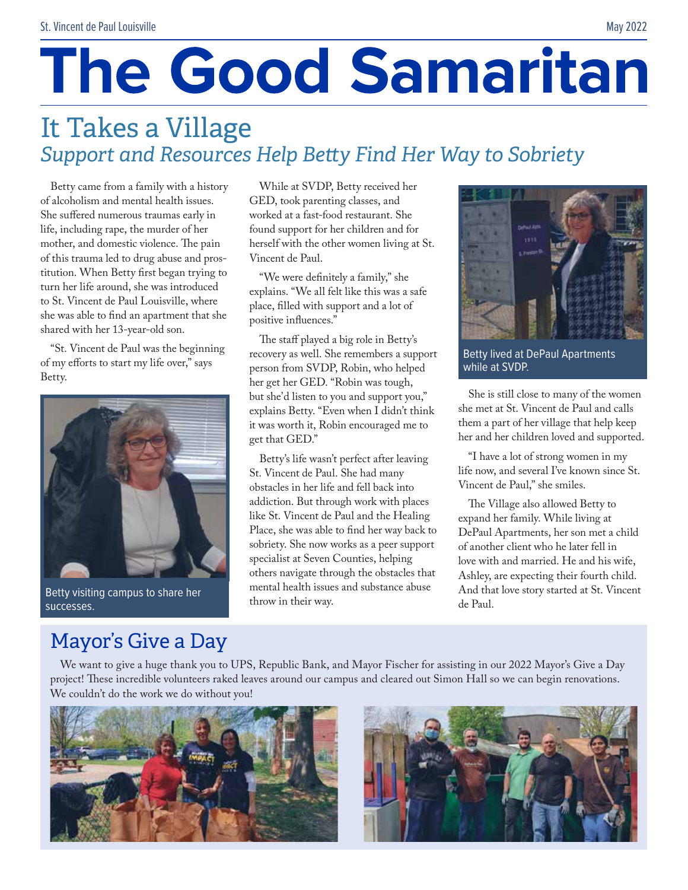# The Good Samaritan

## It Takes a Village

### *Support and Resources Help Betty Find Her Way to Sobriety*

Betty came from a family with a history of alcoholism and mental health issues. She suffered numerous traumas early in life, including rape, the murder of her mother, and domestic violence. The pain of this trauma led to drug abuse and prostitution. When Betty first began trying to turn her life around, she was introduced to St. Vincent de Paul Louisville, where she was able to find an apartment that she shared with her 13-year-old son.

"St. Vincent de Paul was the beginning of my efforts to start my life over," says Betty.

Betty visiting campus to share her successes.

While at SVDP, Betty received her GED, took parenting classes, and worked at a fast-food restaurant. She found support for her children and for herself with the other women living at St. Vincent de Paul.

"We were definitely a family," she explains. "We all felt like this was a safe place, filled with support and a lot of positive influences."

The staff played a big role in Betty's recovery as well. She remembers a support person from SVDP, Robin, who helped her get her GED. "Robin was tough, but she'd listen to you and support you," explains Betty. "Even when I didn't think it was worth it, Robin encouraged me to get that GED."

Betty's life wasn't perfect after leaving St. Vincent de Paul. She had many obstacles in her life and fell back into addiction. But through work with places like St. Vincent de Paul and the Healing Place, she was able to find her way back to sobriety. She now works as a peer support specialist at Seven Counties, helping others navigate through the obstacles that mental health issues and substance abuse throw in their way.

Betty lived at DePaul Apartments while at SVDP.

She is still close to many of the women she met at St. Vincent de Paul and calls them a part of her village that help keep her and her children loved and supported.

"I have a lot of strong women in my life now, and several I've known since St. Vincent de Paul," she smiles.

The Village also allowed Betty to expand her family. While living at DePaul Apartments, her son met a child of another client who he later fell in love with and married. He and his wife, Ashley, are expecting their fourth child. And that love story started at St. Vincent de Paul.

## Mayor's Give a Day

We want to give a huge thank you to UPS, Republic Bank, and Mayor Fischer for assisting in our 2022 Mayor's Give a Day project! These incredible volunteers raked leaves around our campus and cleared out Simon Hall so we can begin renovations. We couldn't do the work we do without you!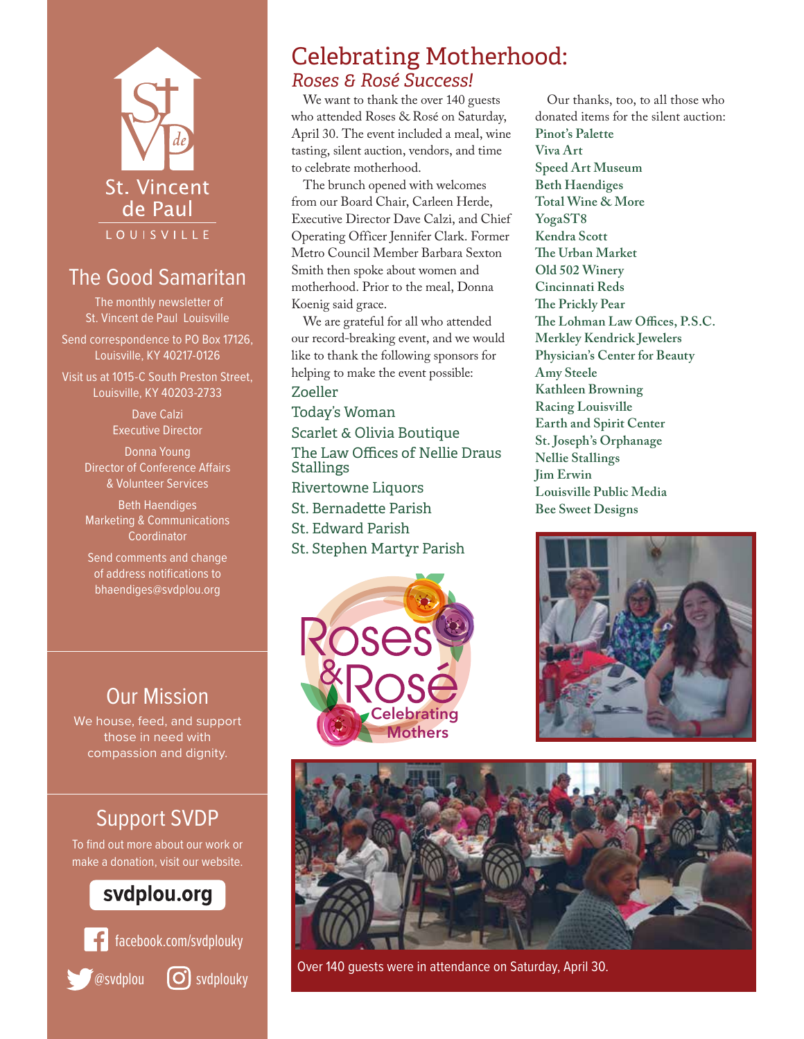St. Vincent de Paul

LOUISVILLE

## The Good Samaritan

The monthly newsletter of St. Vincent de Paul Louisville

Send correspondence to PO Box 17126, Louisville, KY 40217-0126

Visit us at 1015-C South Preston Street, Louisville, KY 40203-2733

Dave Calzi
Executive Director

Donna Young
Director of Conference Affairs & Volunteer Services

Beth Haendiges
Marketing & Communications Coordinator

Send comments and change of address notifications to bhaendiges@svdplou.org

## Our Mission

We house, feed, and support those in need with compassion and dignity.

## Support SVDP

To find out more about our work or make a donation, visit our website.

**svdplou.org**

facebook.com/svdplouky

@svdplou

svdplouky

# Celebrating Motherhood:
## *Roses & Rosé Success!*

We want to thank the over 140 guests who attended Roses & Rosé on Saturday, April 30. The event included a meal, wine tasting, silent auction, vendors, and time to celebrate motherhood.

The brunch opened with welcomes from our Board Chair, Carleen Herde, Executive Director Dave Calzi, and Chief Operating Officer Jennifer Clark. Former Metro Council Member Barbara Sexton Smith then spoke about women and motherhood. Prior to the meal, Donna Koenig said grace.

We are grateful for all who attended our record-breaking event, and we would like to thank the following sponsors for helping to make the event possible:

Zoeller
Today's Woman
Scarlet & Olivia Boutique
The Law Offices of Nellie Draus Stallings
Rivertowne Liquors
St. Bernadette Parish
St. Edward Parish
St. Stephen Martyr Parish

Roses & Rosé Celebrating Mothers

Our thanks, too, to all those who donated items for the silent auction:

Pinot's Palette
Viva Art
Speed Art Museum
Beth Haendiges
Total Wine & More
YogaST8
Kendra Scott
The Urban Market
Old 502 Winery
Cincinnati Reds
The Prickly Pear
The Lohman Law Offices, P.S.C.
Merkley Kendrick Jewelers
Physician's Center for Beauty
Amy Steele
Kathleen Browning
Racing Louisville
Earth and Spirit Center
St. Joseph's Orphanage
Nellie Stallings
Jim Erwin
Louisville Public Media
Bee Sweet Designs

Over 140 guests were in attendance on Saturday, April 30.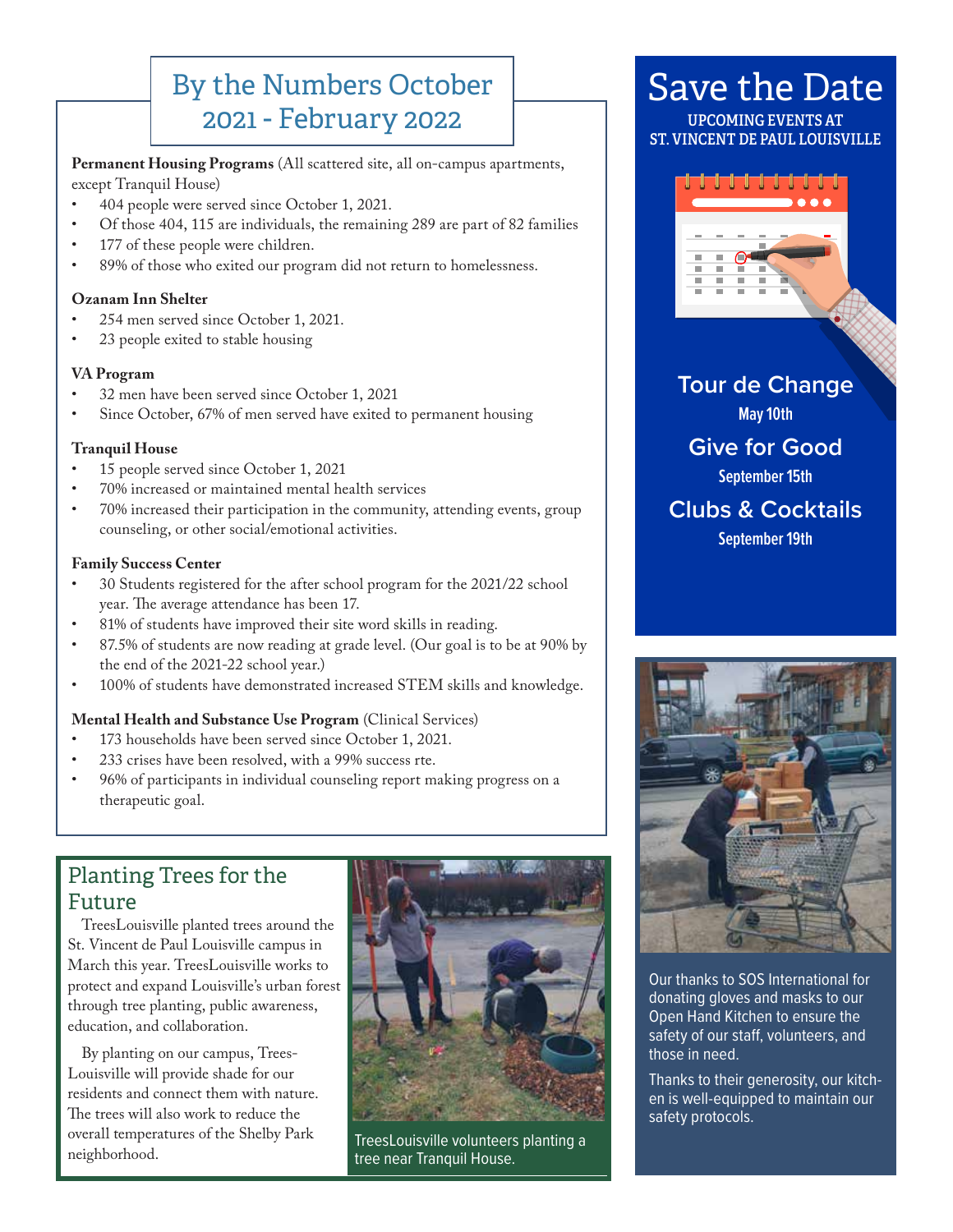## By the Numbers October 2021 - February 2022

**Permanent Housing Programs** (All scattered site, all on-campus apartments, except Tranquil House)

- 404 people were served since October 1, 2021.
- Of those 404, 115 are individuals, the remaining 289 are part of 82 families
- 177 of these people were children.
- 89% of those who exited our program did not return to homelessness.

**Ozanam Inn Shelter**

- 254 men served since October 1, 2021.
- 23 people exited to stable housing

**VA Program**

- 32 men have been served since October 1, 2021
- Since October, 67% of men served have exited to permanent housing

**Tranquil House**

- 15 people served since October 1, 2021
- 70% increased or maintained mental health services
- 70% increased their participation in the community, attending events, group counseling, or other social/emotional activities.

**Family Success Center**

- 30 Students registered for the after school program for the 2021/22 school year. The average attendance has been 17.
- 81% of students have improved their site word skills in reading.
- 87.5% of students are now reading at grade level. (Our goal is to be at 90% by the end of the 2021-22 school year.)
- 100% of students have demonstrated increased STEM skills and knowledge.

**Mental Health and Substance Use Program** (Clinical Services)

- 173 households have been served since October 1, 2021.
- 233 crises have been resolved, with a 99% success rte.
- 96% of participants in individual counseling report making progress on a therapeutic goal.

## Planting Trees for the Future

TreesLouisville planted trees around the St. Vincent de Paul Louisville campus in March this year. TreesLouisville works to protect and expand Louisville's urban forest through tree planting, public awareness, education, and collaboration.

By planting on our campus, TreesLouisville will provide shade for our residents and connect them with nature. The trees will also work to reduce the overall temperatures of the Shelby Park neighborhood.

TreesLouisville volunteers planting a tree near Tranquil House.

## Save the Date

UPCOMING EVENTS AT ST. VINCENT DE PAUL LOUISVILLE

**Tour de Change**
May 10th

**Give for Good**
September 15th

**Clubs & Cocktails**
September 19th

Our thanks to SOS International for donating gloves and masks to our Open Hand Kitchen to ensure the safety of our staff, volunteers, and those in need.

Thanks to their generosity, our kitchen is well-equipped to maintain our safety protocols.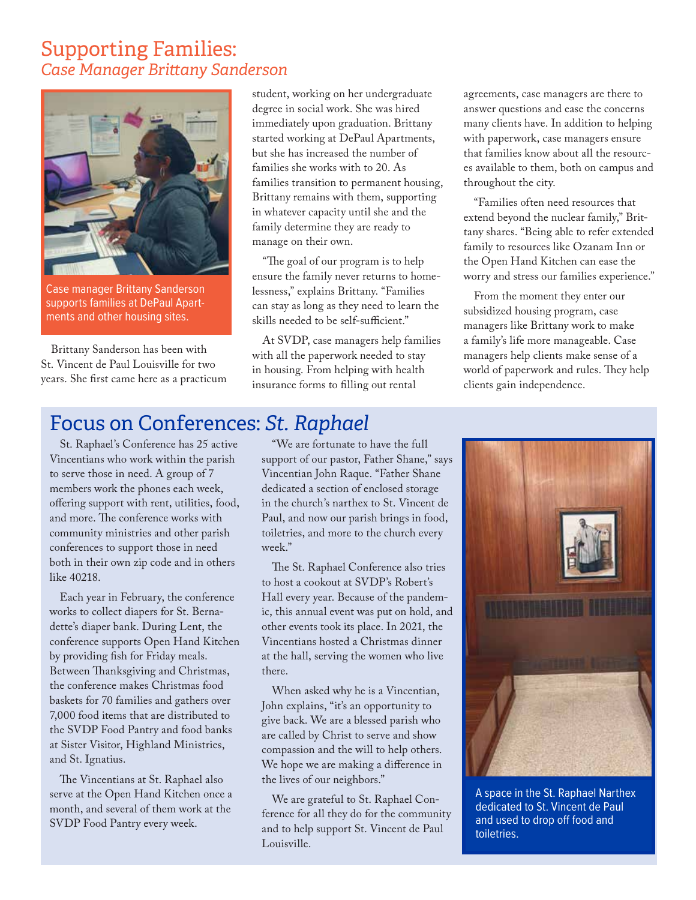# Supporting Families: *Case Manager Brittany Sanderson*

Case manager Brittany Sanderson supports families at DePaul Apartments and other housing sites.

Brittany Sanderson has been with St. Vincent de Paul Louisville for two years. She first came here as a practicum student, working on her undergraduate degree in social work. She was hired immediately upon graduation. Brittany started working at DePaul Apartments, but she has increased the number of families she works with to 20. As families transition to permanent housing, Brittany remains with them, supporting in whatever capacity until she and the family determine they are ready to manage on their own.

"The goal of our program is to help ensure the family never returns to homelessness," explains Brittany. "Families can stay as long as they need to learn the skills needed to be self-sufficient."

At SVDP, case managers help families with all the paperwork needed to stay in housing. From helping with health insurance forms to filling out rental agreements, case managers are there to answer questions and ease the concerns many clients have. In addition to helping with paperwork, case managers ensure that families know about all the resources available to them, both on campus and throughout the city.

"Families often need resources that extend beyond the nuclear family," Brittany shares. "Being able to refer extended family to resources like Ozanam Inn or the Open Hand Kitchen can ease the worry and stress our families experience."

From the moment they enter our subsidized housing program, case managers like Brittany work to make a family's life more manageable. Case managers help clients make sense of a world of paperwork and rules. They help clients gain independence.

# Focus on Conferences: *St. Raphael*

St. Raphael's Conference has 25 active Vincentians who work within the parish to serve those in need. A group of 7 members work the phones each week, offering support with rent, utilities, food, and more. The conference works with community ministries and other parish conferences to support those in need both in their own zip code and in others like 40218.

Each year in February, the conference works to collect diapers for St. Bernadette's diaper bank. During Lent, the conference supports Open Hand Kitchen by providing fish for Friday meals. Between Thanksgiving and Christmas, the conference makes Christmas food baskets for 70 families and gathers over 7,000 food items that are distributed to the SVDP Food Pantry and food banks at Sister Visitor, Highland Ministries, and St. Ignatius.

The Vincentians at St. Raphael also serve at the Open Hand Kitchen once a month, and several of them work at the SVDP Food Pantry every week.

"We are fortunate to have the full support of our pastor, Father Shane," says Vincentian John Raque. "Father Shane dedicated a section of enclosed storage in the church's narthex to St. Vincent de Paul, and now our parish brings in food, toiletries, and more to the church every week."

The St. Raphael Conference also tries to host a cookout at SVDP's Robert's Hall every year. Because of the pandemic, this annual event was put on hold, and other events took its place. In 2021, the Vincentians hosted a Christmas dinner at the hall, serving the women who live there.

When asked why he is a Vincentian, John explains, "it's an opportunity to give back. We are a blessed parish who are called by Christ to serve and show compassion and the will to help others. We hope we are making a difference in the lives of our neighbors."

We are grateful to St. Raphael Conference for all they do for the community and to help support St. Vincent de Paul Louisville.

A space in the St. Raphael Narthex dedicated to St. Vincent de Paul and used to drop off food and toiletries.